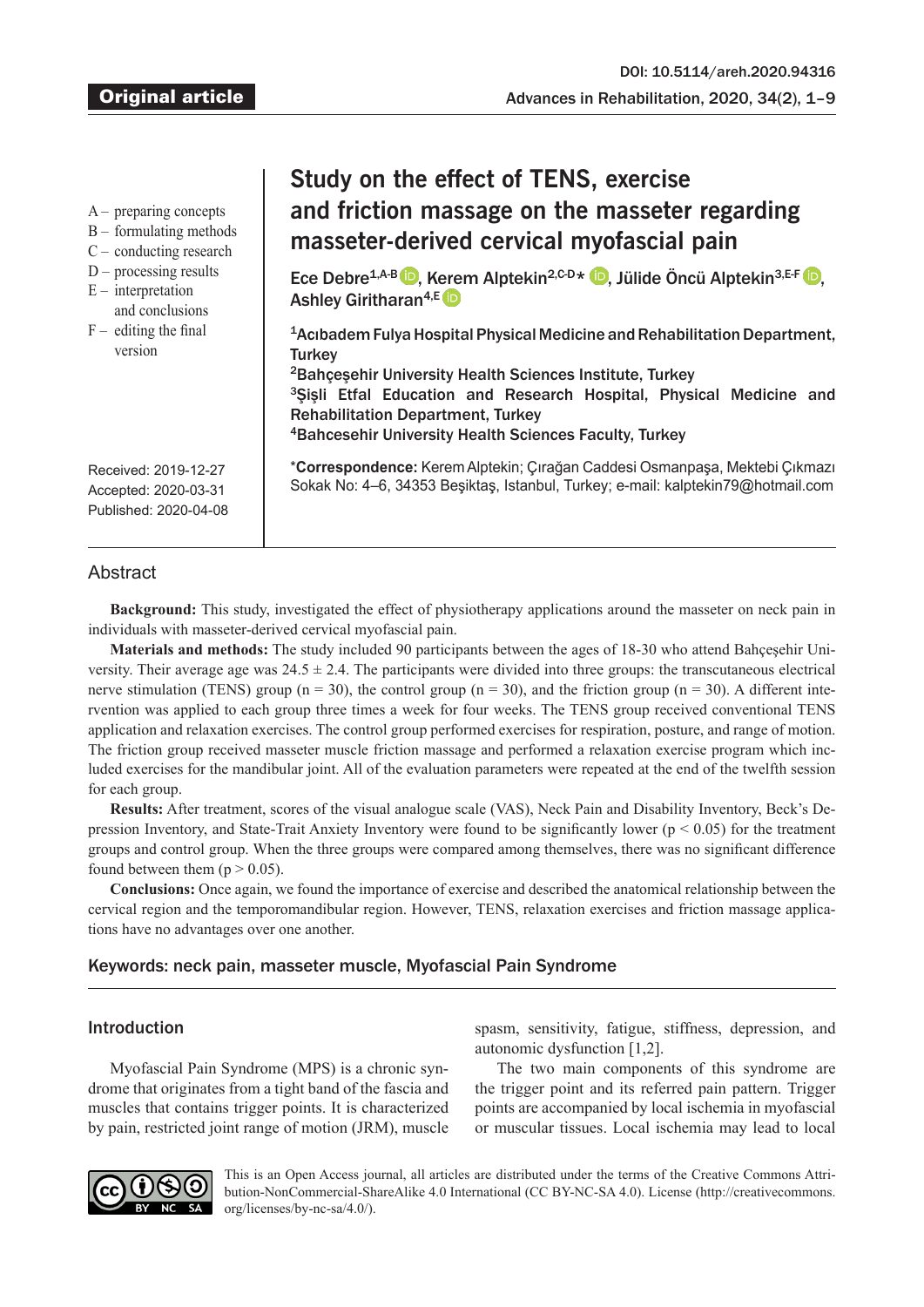Original article

DOI: 10.5114/areh.2020.94316

A – preparing concepts
B – formulating methods
C – conducting research
D – processing results
E – interpretation and conclusions
F – editing the final version

Received: 2019-12-27
Accepted: 2020-03-31
Published: 2020-04-08

# Study on the effect of TENS, exercise and friction massage on the masseter regarding masseter-derived cervical myofascial pain

**Ece Debre[1,A-B], Kerem Alptekin[2,C-D]*, Jülide Öncü Alptekin[3,E-F], Ashley Giritharan[4,E]**

[1]Acıbadem Fulya Hospital Physical Medicine and Rehabilitation Department, Turkey
[2]Bahçeşehir University Health Sciences Institute, Turkey
[3]Şişli Etfal Education and Research Hospital, Physical Medicine and Rehabilitation Department, Turkey
[4]Bahcesehir University Health Sciences Faculty, Turkey

***Correspondence:** Kerem Alptekin; Çırağan Caddesi Osmanpaşa, Mektebi Çıkmazı Sokak No: 4–6, 34353 Beşiktaş, Istanbul, Turkey; e-mail: kalptekin79@hotmail.com

## Abstract

**Background:** This study, investigated the effect of physiotherapy applications around the masseter on neck pain in individuals with masseter-derived cervical myofascial pain.

**Materials and methods:** The study included 90 participants between the ages of 18-30 who attend Bahçeşehir University. Their average age was 24.5 ± 2.4. The participants were divided into three groups: the transcutaneous electrical nerve stimulation (TENS) group (n = 30), the control group (n = 30), and the friction group (n = 30). A different intervention was applied to each group three times a week for four weeks. The TENS group received conventional TENS application and relaxation exercises. The control group performed exercises for respiration, posture, and range of motion. The friction group received masseter muscle friction massage and performed a relaxation exercise program which included exercises for the mandibular joint. All of the evaluation parameters were repeated at the end of the twelfth session for each group.

**Results:** After treatment, scores of the visual analogue scale (VAS), Neck Pain and Disability Inventory, Beck's Depression Inventory, and State-Trait Anxiety Inventory were found to be significantly lower ($p < 0.05$) for the treatment groups and control group. When the three groups were compared among themselves, there was no significant difference found between them ($p > 0.05$).

**Conclusions:** Once again, we found the importance of exercise and described the anatomical relationship between the cervical region and the temporomandibular region. However, TENS, relaxation exercises and friction massage applications have no advantages over one another.

**Keywords:** neck pain, masseter muscle, Myofascial Pain Syndrome

## Introduction

Myofascial Pain Syndrome (MPS) is a chronic syndrome that originates from a tight band of the fascia and muscles that contains trigger points. It is characterized by pain, restricted joint range of motion (JRM), muscle spasm, sensitivity, fatigue, stiffness, depression, and autonomic dysfunction [1,2].

The two main components of this syndrome are the trigger point and its referred pain pattern. Trigger points are accompanied by local ischemia in myofascial or muscular tissues. Local ischemia may lead to local

This is an Open Access journal, all articles are distributed under the terms of the Creative Commons Attribution-NonCommercial-ShareAlike 4.0 International (CC BY-NC-SA 4.0). License (http://creativecommons.org/licenses/by-nc-sa/4.0/).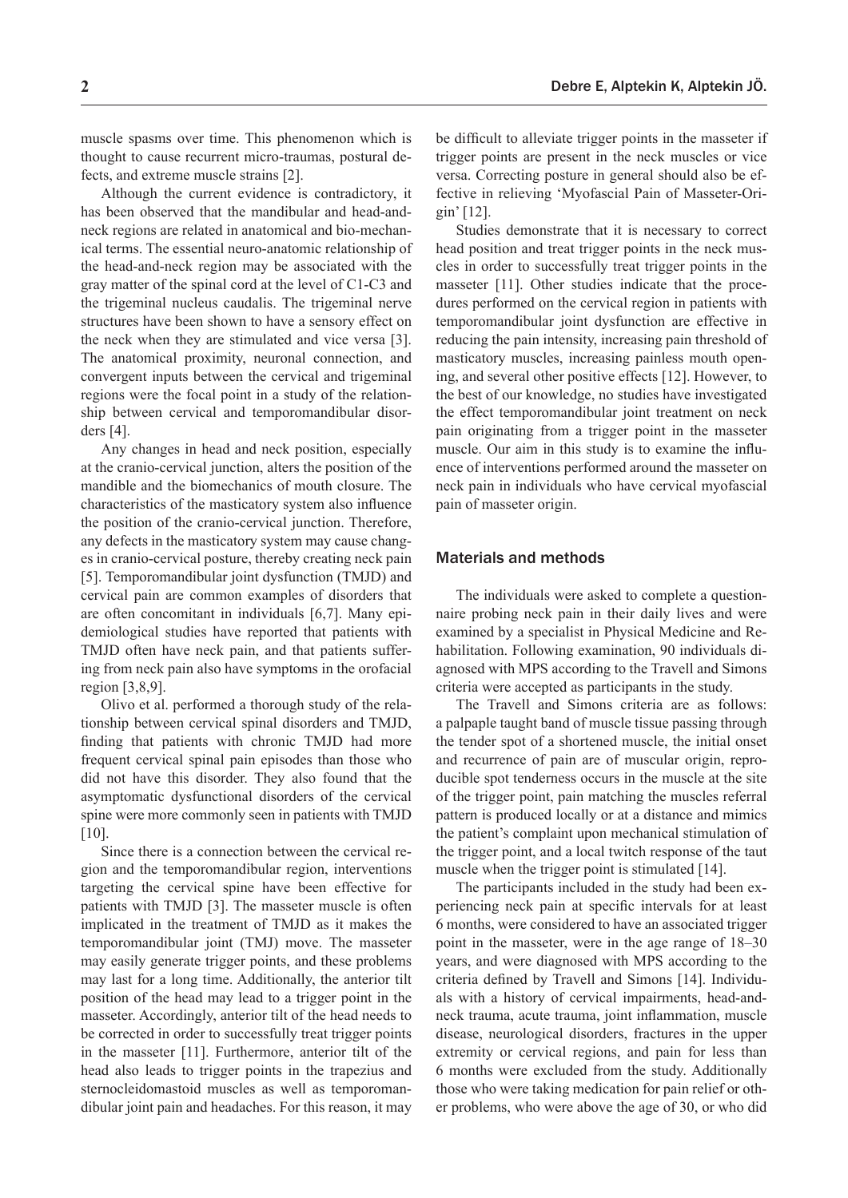muscle spasms over time. This phenomenon which is thought to cause recurrent micro-traumas, postural defects, and extreme muscle strains [2].

Although the current evidence is contradictory, it has been observed that the mandibular and head-and-neck regions are related in anatomical and bio-mechanical terms. The essential neuro-anatomic relationship of the head-and-neck region may be associated with the gray matter of the spinal cord at the level of C1-C3 and the trigeminal nucleus caudalis. The trigeminal nerve structures have been shown to have a sensory effect on the neck when they are stimulated and vice versa [3]. The anatomical proximity, neuronal connection, and convergent inputs between the cervical and trigeminal regions were the focal point in a study of the relationship between cervical and temporomandibular disorders [4].

Any changes in head and neck position, especially at the cranio-cervical junction, alters the position of the mandible and the biomechanics of mouth closure. The characteristics of the masticatory system also influence the position of the cranio-cervical junction. Therefore, any defects in the masticatory system may cause changes in cranio-cervical posture, thereby creating neck pain [5]. Temporomandibular joint dysfunction (TMJD) and cervical pain are common examples of disorders that are often concomitant in individuals [6,7]. Many epidemiological studies have reported that patients with TMJD often have neck pain, and that patients suffering from neck pain also have symptoms in the orofacial region [3,8,9].

Olivo et al. performed a thorough study of the relationship between cervical spinal disorders and TMJD, finding that patients with chronic TMJD had more frequent cervical spinal pain episodes than those who did not have this disorder. They also found that the asymptomatic dysfunctional disorders of the cervical spine were more commonly seen in patients with TMJD [10].

Since there is a connection between the cervical region and the temporomandibular region, interventions targeting the cervical spine have been effective for patients with TMJD [3]. The masseter muscle is often implicated in the treatment of TMJD as it makes the temporomandibular joint (TMJ) move. The masseter may easily generate trigger points, and these problems may last for a long time. Additionally, the anterior tilt position of the head may lead to a trigger point in the masseter. Accordingly, anterior tilt of the head needs to be corrected in order to successfully treat trigger points in the masseter [11]. Furthermore, anterior tilt of the head also leads to trigger points in the trapezius and sternocleidomastoid muscles as well as temporomandibular joint pain and headaches. For this reason, it may be difficult to alleviate trigger points in the masseter if trigger points are present in the neck muscles or vice versa. Correcting posture in general should also be effective in relieving 'Myofascial Pain of Masseter-Origin' [12].

Studies demonstrate that it is necessary to correct head position and treat trigger points in the neck muscles in order to successfully treat trigger points in the masseter [11]. Other studies indicate that the procedures performed on the cervical region in patients with temporomandibular joint dysfunction are effective in reducing the pain intensity, increasing pain threshold of masticatory muscles, increasing painless mouth opening, and several other positive effects [12]. However, to the best of our knowledge, no studies have investigated the effect temporomandibular joint treatment on neck pain originating from a trigger point in the masseter muscle. Our aim in this study is to examine the influence of interventions performed around the masseter on neck pain in individuals who have cervical myofascial pain of masseter origin.

## Materials and methods

The individuals were asked to complete a questionnaire probing neck pain in their daily lives and were examined by a specialist in Physical Medicine and Rehabilitation. Following examination, 90 individuals diagnosed with MPS according to the Travell and Simons criteria were accepted as participants in the study.

The Travell and Simons criteria are as follows: a palpaple taught band of muscle tissue passing through the tender spot of a shortened muscle, the initial onset and recurrence of pain are of muscular origin, reproducible spot tenderness occurs in the muscle at the site of the trigger point, pain matching the muscles referral pattern is produced locally or at a distance and mimics the patient's complaint upon mechanical stimulation of the trigger point, and a local twitch response of the taut muscle when the trigger point is stimulated [14].

The participants included in the study had been experiencing neck pain at specific intervals for at least 6 months, were considered to have an associated trigger point in the masseter, were in the age range of 18–30 years, and were diagnosed with MPS according to the criteria defined by Travell and Simons [14]. Individuals with a history of cervical impairments, head-and-neck trauma, acute trauma, joint inflammation, muscle disease, neurological disorders, fractures in the upper extremity or cervical regions, and pain for less than 6 months were excluded from the study. Additionally those who were taking medication for pain relief or other problems, who were above the age of 30, or who did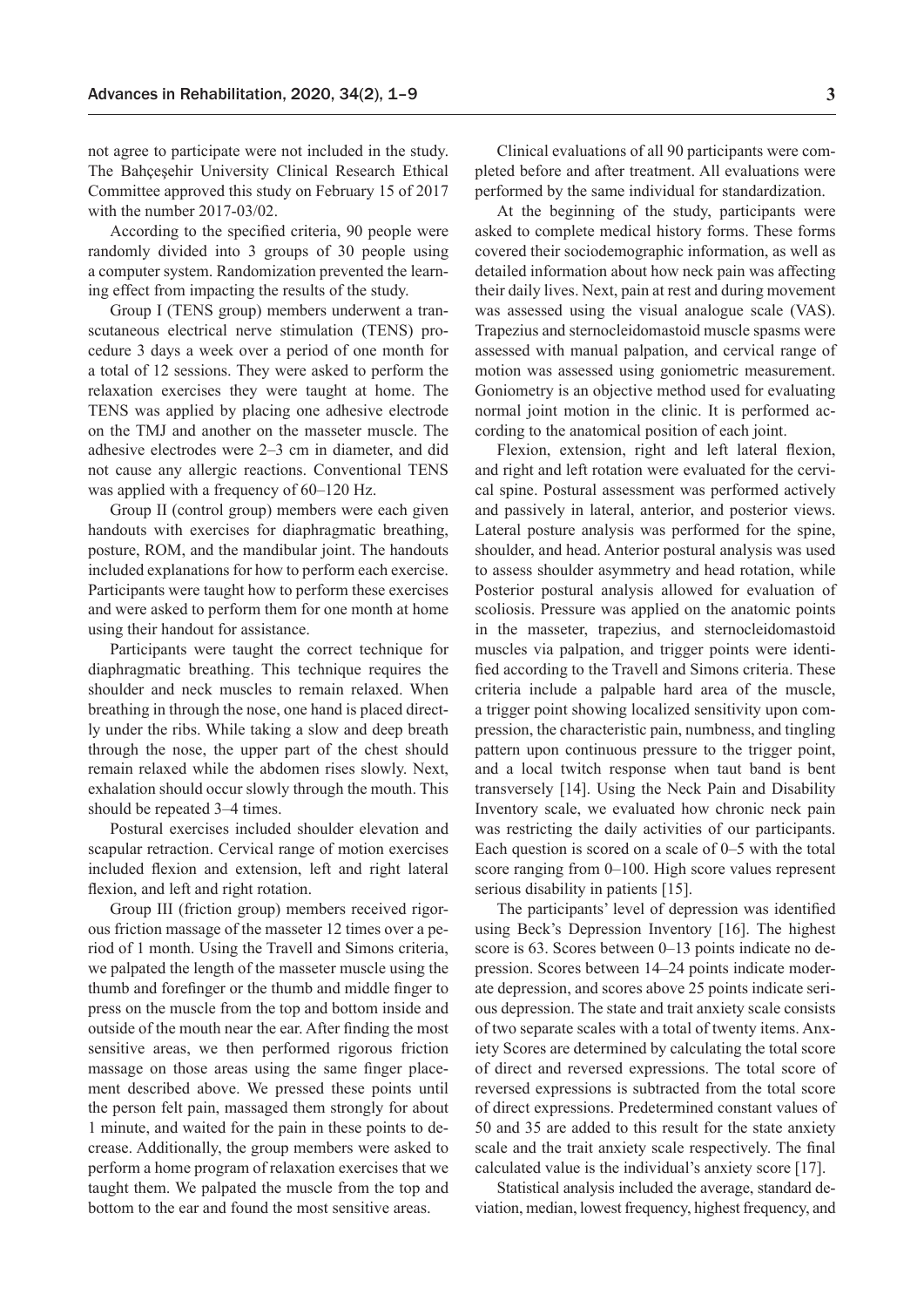not agree to participate were not included in the study. The Bahçeşehir University Clinical Research Ethical Committee approved this study on February 15 of 2017 with the number 2017-03/02.

According to the specified criteria, 90 people were randomly divided into 3 groups of 30 people using a computer system. Randomization prevented the learning effect from impacting the results of the study.

Group I (TENS group) members underwent a transcutaneous electrical nerve stimulation (TENS) procedure 3 days a week over a period of one month for a total of 12 sessions. They were asked to perform the relaxation exercises they were taught at home. The TENS was applied by placing one adhesive electrode on the TMJ and another on the masseter muscle. The adhesive electrodes were 2–3 cm in diameter, and did not cause any allergic reactions. Conventional TENS was applied with a frequency of 60–120 Hz.

Group II (control group) members were each given handouts with exercises for diaphragmatic breathing, posture, ROM, and the mandibular joint. The handouts included explanations for how to perform each exercise. Participants were taught how to perform these exercises and were asked to perform them for one month at home using their handout for assistance.

Participants were taught the correct technique for diaphragmatic breathing. This technique requires the shoulder and neck muscles to remain relaxed. When breathing in through the nose, one hand is placed directly under the ribs. While taking a slow and deep breath through the nose, the upper part of the chest should remain relaxed while the abdomen rises slowly. Next, exhalation should occur slowly through the mouth. This should be repeated 3–4 times.

Postural exercises included shoulder elevation and scapular retraction. Cervical range of motion exercises included flexion and extension, left and right lateral flexion, and left and right rotation.

Group III (friction group) members received rigorous friction massage of the masseter 12 times over a period of 1 month. Using the Travell and Simons criteria, we palpated the length of the masseter muscle using the thumb and forefinger or the thumb and middle finger to press on the muscle from the top and bottom inside and outside of the mouth near the ear. After finding the most sensitive areas, we then performed rigorous friction massage on those areas using the same finger placement described above. We pressed these points until the person felt pain, massaged them strongly for about 1 minute, and waited for the pain in these points to decrease. Additionally, the group members were asked to perform a home program of relaxation exercises that we taught them. We palpated the muscle from the top and bottom to the ear and found the most sensitive areas.

Clinical evaluations of all 90 participants were completed before and after treatment. All evaluations were performed by the same individual for standardization.

At the beginning of the study, participants were asked to complete medical history forms. These forms covered their sociodemographic information, as well as detailed information about how neck pain was affecting their daily lives. Next, pain at rest and during movement was assessed using the visual analogue scale (VAS). Trapezius and sternocleidomastoid muscle spasms were assessed with manual palpation, and cervical range of motion was assessed using goniometric measurement. Goniometry is an objective method used for evaluating normal joint motion in the clinic. It is performed according to the anatomical position of each joint.

Flexion, extension, right and left lateral flexion, and right and left rotation were evaluated for the cervical spine. Postural assessment was performed actively and passively in lateral, anterior, and posterior views. Lateral posture analysis was performed for the spine, shoulder, and head. Anterior postural analysis was used to assess shoulder asymmetry and head rotation, while Posterior postural analysis allowed for evaluation of scoliosis. Pressure was applied on the anatomic points in the masseter, trapezius, and sternocleidomastoid muscles via palpation, and trigger points were identified according to the Travell and Simons criteria. These criteria include a palpable hard area of the muscle, a trigger point showing localized sensitivity upon compression, the characteristic pain, numbness, and tingling pattern upon continuous pressure to the trigger point, and a local twitch response when taut band is bent transversely [14]. Using the Neck Pain and Disability Inventory scale, we evaluated how chronic neck pain was restricting the daily activities of our participants. Each question is scored on a scale of 0–5 with the total score ranging from 0–100. High score values represent serious disability in patients [15].

The participants' level of depression was identified using Beck's Depression Inventory [16]. The highest score is 63. Scores between 0–13 points indicate no depression. Scores between 14–24 points indicate moderate depression, and scores above 25 points indicate serious depression. The state and trait anxiety scale consists of two separate scales with a total of twenty items. Anxiety Scores are determined by calculating the total score of direct and reversed expressions. The total score of reversed expressions is subtracted from the total score of direct expressions. Predetermined constant values of 50 and 35 are added to this result for the state anxiety scale and the trait anxiety scale respectively. The final calculated value is the individual's anxiety score [17].

Statistical analysis included the average, standard deviation, median, lowest frequency, highest frequency, and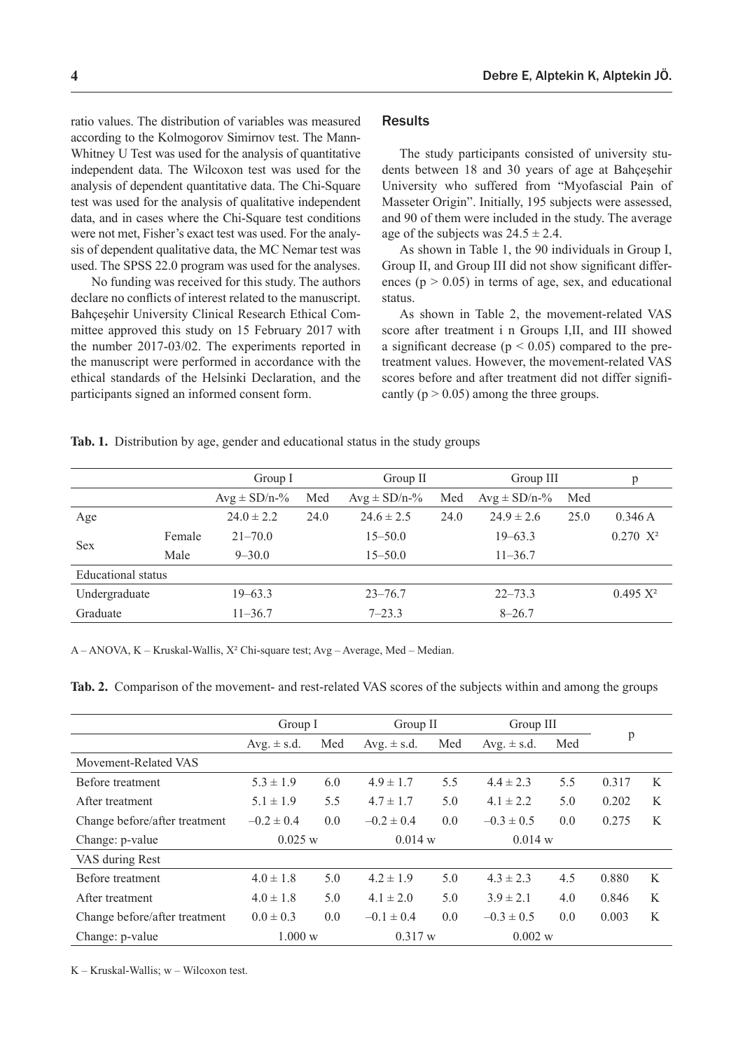ratio values. The distribution of variables was measured according to the Kolmogorov Simirnov test. The Mann-Whitney U Test was used for the analysis of quantitative independent data. The Wilcoxon test was used for the analysis of dependent quantitative data. The Chi-Square test was used for the analysis of qualitative independent data, and in cases where the Chi-Square test conditions were not met, Fisher's exact test was used. For the analysis of dependent qualitative data, the MC Nemar test was used. The SPSS 22.0 program was used for the analyses.

No funding was received for this study. The authors declare no conflicts of interest related to the manuscript. Bahçeşehir University Clinical Research Ethical Committee approved this study on 15 February 2017 with the number 2017-03/02. The experiments reported in the manuscript were performed in accordance with the ethical standards of the Helsinki Declaration, and the participants signed an informed consent form.

## Results

The study participants consisted of university students between 18 and 30 years of age at Bahçeşehir University who suffered from "Myofascial Pain of Masseter Origin". Initially, 195 subjects were assessed, and 90 of them were included in the study. The average age of the subjects was $24.5 \pm 2.4$.

As shown in Table 1, the 90 individuals in Group I, Group II, and Group III did not show significant differences ($p > 0.05$) in terms of age, sex, and educational status.

As shown in Table 2, the movement-related VAS score after treatment i n Groups I,II, and III showed a significant decrease ($p < 0.05$) compared to the pre-treatment values. However, the movement-related VAS scores before and after treatment did not differ significantly ($p > 0.05$) among the three groups.

**Tab. 1.** Distribution by age, gender and educational status in the study groups

| | | Group I | | Group II | | Group III | | p |
|---|---|---|---|---|---|---|---|---|
| | | Avg ± SD/n-% | Med | Avg ± SD/n-% | Med | Avg ± SD/n-% | Med | |
| Age | | 24.0 ± 2.2 | 24.0 | 24.6 ± 2.5 | 24.0 | 24.9 ± 2.6 | 25.0 | 0.346 A |
| Sex | Female | 21–70.0 | | 15–50.0 | | 19–63.3 | | 0.270 $X^2$ |
| | Male | 9–30.0 | | 15–50.0 | | 11–36.7 | | |
| Educational status | | | | | | | | |
| Undergraduate | | 19–63.3 | | 23–76.7 | | 22–73.3 | | 0.495 $X^2$ |
| Graduate | | 11–36.7 | | 7–23.3 | | 8–26.7 | | |

A – ANOVA, K – Kruskal-Wallis, $X^2$ Chi-square test; Avg – Average, Med – Median.

**Tab. 2.** Comparison of the movement- and rest-related VAS scores of the subjects within and among the groups

| | Group I | | Group II | | Group III | | p | |
|---|---|---|---|---|---|---|---|---|
| | Avg. ± s.d. | Med | Avg. ± s.d. | Med | Avg. ± s.d. | Med | | |
| Movement-Related VAS | | | | | | | | |
| Before treatment | 5.3 ± 1.9 | 6.0 | 4.9 ± 1.7 | 5.5 | 4.4 ± 2.3 | 5.5 | 0.317 | K |
| After treatment | 5.1 ± 1.9 | 5.5 | 4.7 ± 1.7 | 5.0 | 4.1 ± 2.2 | 5.0 | 0.202 | K |
| Change before/after treatment | –0.2 ± 0.4 | 0.0 | –0.2 ± 0.4 | 0.0 | –0.3 ± 0.5 | 0.0 | 0.275 | K |
| Change: p-value | 0.025 w | | 0.014 w | | 0.014 w | | | |
| VAS during Rest | | | | | | | | |
| Before treatment | 4.0 ± 1.8 | 5.0 | 4.2 ± 1.9 | 5.0 | 4.3 ± 2.3 | 4.5 | 0.880 | K |
| After treatment | 4.0 ± 1.8 | 5.0 | 4.1 ± 2.0 | 5.0 | 3.9 ± 2.1 | 4.0 | 0.846 | K |
| Change before/after treatment | 0.0 ± 0.3 | 0.0 | –0.1 ± 0.4 | 0.0 | –0.3 ± 0.5 | 0.0 | 0.003 | K |
| Change: p-value | 1.000 w | | 0.317 w | | 0.002 w | | | |

K – Kruskal-Wallis; w – Wilcoxon test.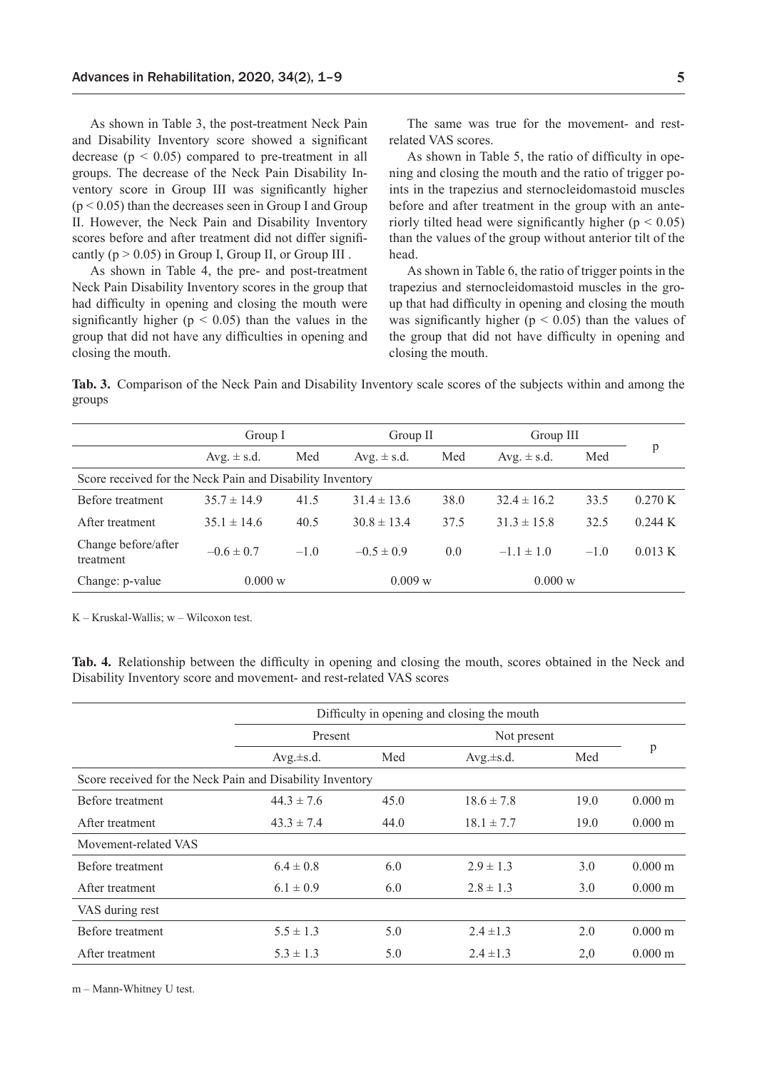As shown in Table 3, the post-treatment Neck Pain and Disability Inventory score showed a significant decrease ($p < 0.05$) compared to pre-treatment in all groups. The decrease of the Neck Pain Disability Inventory score in Group III was significantly higher ($p < 0.05$) than the decreases seen in Group I and Group II. However, the Neck Pain and Disability Inventory scores before and after treatment did not differ significantly ($p > 0.05$) in Group I, Group II, or Group III .

As shown in Table 4, the pre- and post-treatment Neck Pain Disability Inventory scores in the group that had difficulty in opening and closing the mouth were significantly higher ($p < 0.05$) than the values in the group that did not have any difficulties in opening and closing the mouth.

The same was true for the movement- and rest-related VAS scores.

As shown in Table 5, the ratio of difficulty in opening and closing the mouth and the ratio of trigger points in the trapezius and sternocleidomastoid muscles before and after treatment in the group with an anteriorly tilted head were significantly higher ($p < 0.05$) than the values of the group without anterior tilt of the head.

As shown in Table 6, the ratio of trigger points in the trapezius and sternocleidomastoid muscles in the group that had difficulty in opening and closing the mouth was significantly higher ($p < 0.05$) than the values of the group that did not have difficulty in opening and closing the mouth.

**Tab. 3.** Comparison of the Neck Pain and Disability Inventory scale scores of the subjects within and among the groups

| | Group I | | Group II | | Group III | | p |
|---|---|---|---|---|---|---|---|
| | Avg. ± s.d. | Med | Avg. ± s.d. | Med | Avg. ± s.d. | Med | |
| Score received for the Neck Pain and Disability Inventory | | | | | | | |
| Before treatment | 35.7 ± 14.9 | 41.5 | 31.4 ± 13.6 | 38.0 | 32.4 ± 16.2 | 33.5 | 0.270 K |
| After treatment | 35.1 ± 14.6 | 40.5 | 30.8 ± 13.4 | 37.5 | 31.3 ± 15.8 | 32.5 | 0.244 K |
| Change before/after treatment | −0.6 ± 0.7 | −1.0 | −0.5 ± 0.9 | 0.0 | −1.1 ± 1.0 | −1.0 | 0.013 K |
| Change: p-value | 0.000 w | | 0.009 w | | 0.000 w | | |

K – Kruskal-Wallis; w – Wilcoxon test.

**Tab. 4.** Relationship between the difficulty in opening and closing the mouth, scores obtained in the Neck and Disability Inventory score and movement- and rest-related VAS scores

| | Difficulty in opening and closing the mouth | | | | p |
|---|---|---|---|---|---|
| | Present | | Not present | | |
| | Avg.±s.d. | Med | Avg.±s.d. | Med | |
| Score received for the Neck Pain and Disability Inventory | | | | | |
| Before treatment | 44.3 ± 7.6 | 45.0 | 18.6 ± 7.8 | 19.0 | 0.000 m |
| After treatment | 43.3 ± 7.4 | 44.0 | 18.1 ± 7.7 | 19.0 | 0.000 m |
| Movement-related VAS | | | | | |
| Before treatment | 6.4 ± 0.8 | 6.0 | 2.9 ± 1.3 | 3.0 | 0.000 m |
| After treatment | 6.1 ± 0.9 | 6.0 | 2.8 ± 1.3 | 3.0 | 0.000 m |
| VAS during rest | | | | | |
| Before treatment | 5.5 ± 1.3 | 5.0 | 2.4 ±1.3 | 2.0 | 0.000 m |
| After treatment | 5.3 ± 1.3 | 5.0 | 2.4 ±1.3 | 2,0 | 0.000 m |

m – Mann-Whitney U test.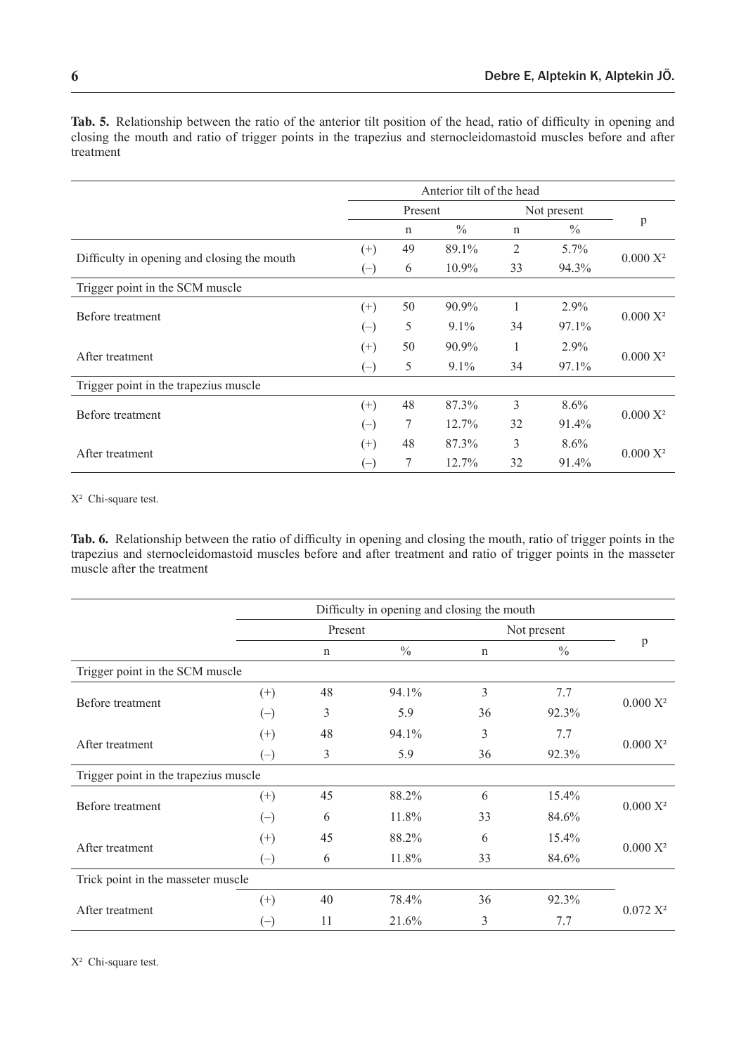**Tab. 5.** Relationship between the ratio of the anterior tilt position of the head, ratio of difficulty in opening and closing the mouth and ratio of trigger points in the trapezius and sternocleidomastoid muscles before and after treatment

| | | Anterior tilt of the head | | | | |
|---|---|---|---|---|---|---|
| | | Present | | Not present | | p |
| | | n | % | n | % | |
| Difficulty in opening and closing the mouth | (+) | 49 | 89.1% | 2 | 5.7% | 0.000 $X^2$ |
| | (–) | 6 | 10.9% | 33 | 94.3% | |
| Trigger point in the SCM muscle | | | | | | |
| Before treatment | (+) | 50 | 90.9% | 1 | 2.9% | 0.000 $X^2$ |
| | (–) | 5 | 9.1% | 34 | 97.1% | |
| After treatment | (+) | 50 | 90.9% | 1 | 2.9% | 0.000 $X^2$ |
| | (–) | 5 | 9.1% | 34 | 97.1% | |
| Trigger point in the trapezius muscle | | | | | | |
| Before treatment | (+) | 48 | 87.3% | 3 | 8.6% | 0.000 $X^2$ |
| | (–) | 7 | 12.7% | 32 | 91.4% | |
| After treatment | (+) | 48 | 87.3% | 3 | 8.6% | 0.000 $X^2$ |
| | (–) | 7 | 12.7% | 32 | 91.4% | |

$X^2$ Chi-square test.

**Tab. 6.** Relationship between the ratio of difficulty in opening and closing the mouth, ratio of trigger points in the trapezius and sternocleidomastoid muscles before and after treatment and ratio of trigger points in the masseter muscle after the treatment

| | | Difficulty in opening and closing the mouth | | | | |
|---|---|---|---|---|---|---|
| | | Present | | Not present | | p |
| | | n | % | n | % | |
| Trigger point in the SCM muscle | | | | | | |
| Before treatment | (+) | 48 | 94.1% | 3 | 7.7 | 0.000 $X^2$ |
| | (–) | 3 | 5.9 | 36 | 92.3% | |
| After treatment | (+) | 48 | 94.1% | 3 | 7.7 | 0.000 $X^2$ |
| | (–) | 3 | 5.9 | 36 | 92.3% | |
| Trigger point in the trapezius muscle | | | | | | |
| Before treatment | (+) | 45 | 88.2% | 6 | 15.4% | 0.000 $X^2$ |
| | (–) | 6 | 11.8% | 33 | 84.6% | |
| After treatment | (+) | 45 | 88.2% | 6 | 15.4% | 0.000 $X^2$ |
| | (–) | 6 | 11.8% | 33 | 84.6% | |
| Trick point in the masseter muscle | | | | | | |
| After treatment | (+) | 40 | 78.4% | 36 | 92.3% | 0.072 $X^2$ |
| | (–) | 11 | 21.6% | 3 | 7.7 | |

$X^2$ Chi-square test.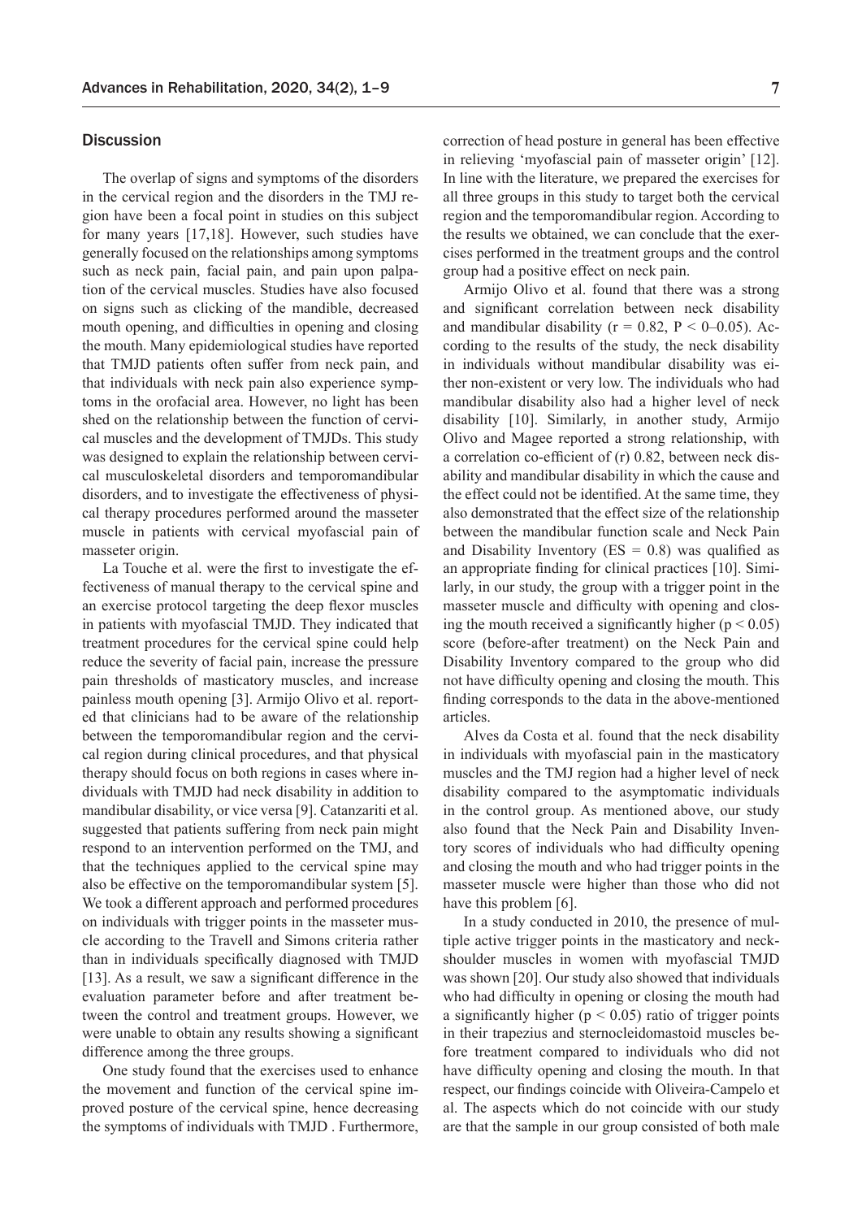## Discussion

The overlap of signs and symptoms of the disorders in the cervical region and the disorders in the TMJ region have been a focal point in studies on this subject for many years [17,18]. However, such studies have generally focused on the relationships among symptoms such as neck pain, facial pain, and pain upon palpation of the cervical muscles. Studies have also focused on signs such as clicking of the mandible, decreased mouth opening, and difficulties in opening and closing the mouth. Many epidemiological studies have reported that TMJD patients often suffer from neck pain, and that individuals with neck pain also experience symptoms in the orofacial area. However, no light has been shed on the relationship between the function of cervical muscles and the development of TMJDs. This study was designed to explain the relationship between cervical musculoskeletal disorders and temporomandibular disorders, and to investigate the effectiveness of physical therapy procedures performed around the masseter muscle in patients with cervical myofascial pain of masseter origin.

La Touche et al. were the first to investigate the effectiveness of manual therapy to the cervical spine and an exercise protocol targeting the deep flexor muscles in patients with myofascial TMJD. They indicated that treatment procedures for the cervical spine could help reduce the severity of facial pain, increase the pressure pain thresholds of masticatory muscles, and increase painless mouth opening [3]. Armijo Olivo et al. reported that clinicians had to be aware of the relationship between the temporomandibular region and the cervical region during clinical procedures, and that physical therapy should focus on both regions in cases where individuals with TMJD had neck disability in addition to mandibular disability, or vice versa [9]. Catanzariti et al. suggested that patients suffering from neck pain might respond to an intervention performed on the TMJ, and that the techniques applied to the cervical spine may also be effective on the temporomandibular system [5]. We took a different approach and performed procedures on individuals with trigger points in the masseter muscle according to the Travell and Simons criteria rather than in individuals specifically diagnosed with TMJD [13]. As a result, we saw a significant difference in the evaluation parameter before and after treatment between the control and treatment groups. However, we were unable to obtain any results showing a significant difference among the three groups.

One study found that the exercises used to enhance the movement and function of the cervical spine improved posture of the cervical spine, hence decreasing the symptoms of individuals with TMJD . Furthermore, correction of head posture in general has been effective in relieving 'myofascial pain of masseter origin' [12]. In line with the literature, we prepared the exercises for all three groups in this study to target both the cervical region and the temporomandibular region. According to the results we obtained, we can conclude that the exercises performed in the treatment groups and the control group had a positive effect on neck pain.

Armijo Olivo et al. found that there was a strong and significant correlation between neck disability and mandibular disability ($r = 0.82$, $P < 0–0.05$). According to the results of the study, the neck disability in individuals without mandibular disability was either non-existent or very low. The individuals who had mandibular disability also had a higher level of neck disability [10]. Similarly, in another study, Armijo Olivo and Magee reported a strong relationship, with a correlation co-efficient of (r) 0.82, between neck disability and mandibular disability in which the cause and the effect could not be identified. At the same time, they also demonstrated that the effect size of the relationship between the mandibular function scale and Neck Pain and Disability Inventory ($ES = 0.8$) was qualified as an appropriate finding for clinical practices [10]. Similarly, in our study, the group with a trigger point in the masseter muscle and difficulty with opening and closing the mouth received a significantly higher ($p < 0.05$) score (before-after treatment) on the Neck Pain and Disability Inventory compared to the group who did not have difficulty opening and closing the mouth. This finding corresponds to the data in the above-mentioned articles.

Alves da Costa et al. found that the neck disability in individuals with myofascial pain in the masticatory muscles and the TMJ region had a higher level of neck disability compared to the asymptomatic individuals in the control group. As mentioned above, our study also found that the Neck Pain and Disability Inventory scores of individuals who had difficulty opening and closing the mouth and who had trigger points in the masseter muscle were higher than those who did not have this problem [6].

In a study conducted in 2010, the presence of multiple active trigger points in the masticatory and neck-shoulder muscles in women with myofascial TMJD was shown [20]. Our study also showed that individuals who had difficulty in opening or closing the mouth had a significantly higher ($p < 0.05$) ratio of trigger points in their trapezius and sternocleidomastoid muscles before treatment compared to individuals who did not have difficulty opening and closing the mouth. In that respect, our findings coincide with Oliveira-Campelo et al. The aspects which do not coincide with our study are that the sample in our group consisted of both male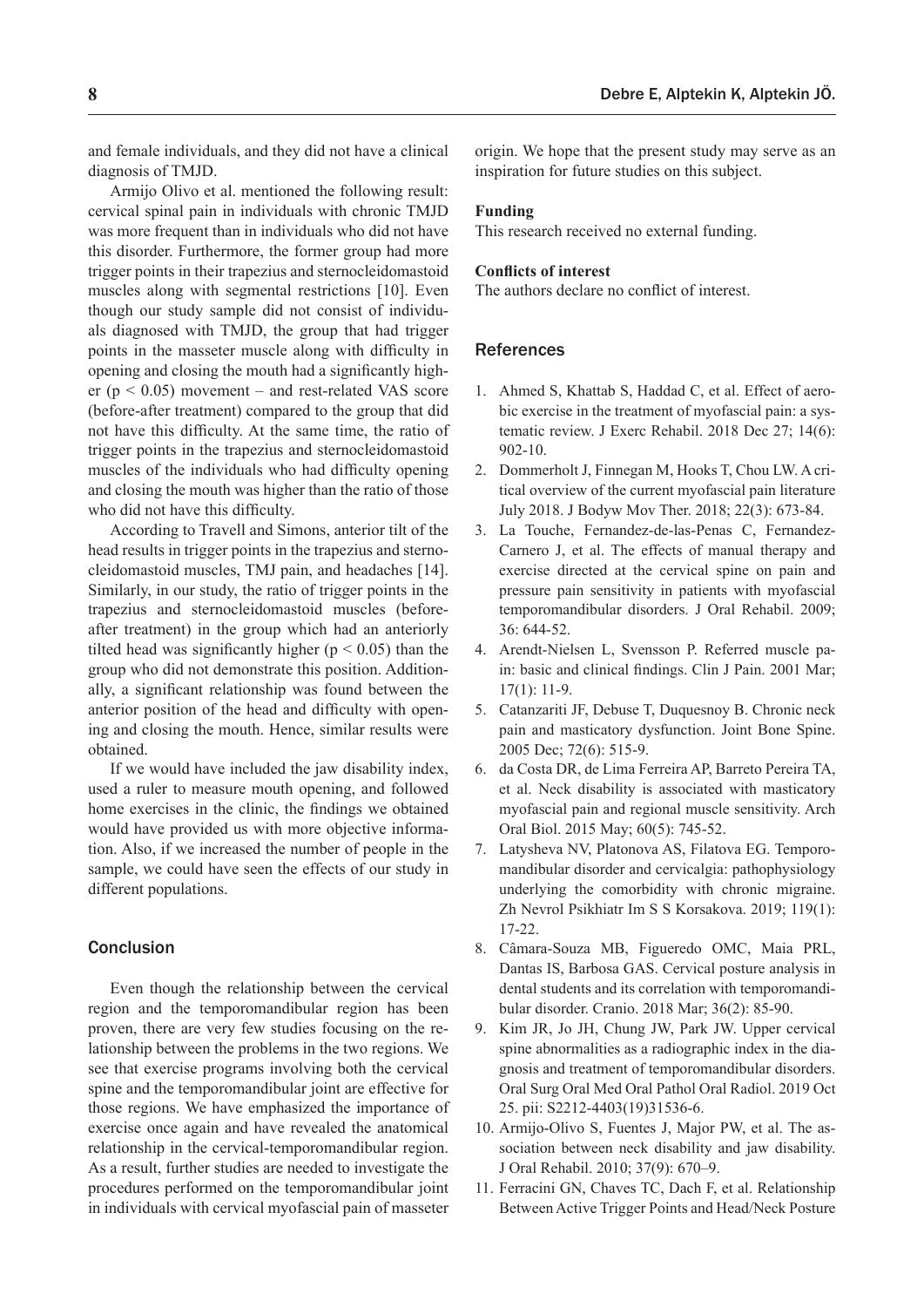and female individuals, and they did not have a clinical diagnosis of TMJD.

Armijo Olivo et al. mentioned the following result: cervical spinal pain in individuals with chronic TMJD was more frequent than in individuals who did not have this disorder. Furthermore, the former group had more trigger points in their trapezius and sternocleidomastoid muscles along with segmental restrictions [10]. Even though our study sample did not consist of individuals diagnosed with TMJD, the group that had trigger points in the masseter muscle along with difficulty in opening and closing the mouth had a significantly higher ($p < 0.05$) movement – and rest-related VAS score (before-after treatment) compared to the group that did not have this difficulty. At the same time, the ratio of trigger points in the trapezius and sternocleidomastoid muscles of the individuals who had difficulty opening and closing the mouth was higher than the ratio of those who did not have this difficulty.

According to Travell and Simons, anterior tilt of the head results in trigger points in the trapezius and sternocleidomastoid muscles, TMJ pain, and headaches [14]. Similarly, in our study, the ratio of trigger points in the trapezius and sternocleidomastoid muscles (before-after treatment) in the group which had an anteriorly tilted head was significantly higher ($p < 0.05$) than the group who did not demonstrate this position. Additionally, a significant relationship was found between the anterior position of the head and difficulty with opening and closing the mouth. Hence, similar results were obtained.

If we would have included the jaw disability index, used a ruler to measure mouth opening, and followed home exercises in the clinic, the findings we obtained would have provided us with more objective information. Also, if we increased the number of people in the sample, we could have seen the effects of our study in different populations.

## Conclusion

Even though the relationship between the cervical region and the temporomandibular region has been proven, there are very few studies focusing on the relationship between the problems in the two regions. We see that exercise programs involving both the cervical spine and the temporomandibular joint are effective for those regions. We have emphasized the importance of exercise once again and have revealed the anatomical relationship in the cervical-temporomandibular region. As a result, further studies are needed to investigate the procedures performed on the temporomandibular joint in individuals with cervical myofascial pain of masseter origin. We hope that the present study may serve as an inspiration for future studies on this subject.

**Funding**

This research received no external funding.

**Conflicts of interest**

The authors declare no conflict of interest.

## References

1. Ahmed S, Khattab S, Haddad C, et al. Effect of aerobic exercise in the treatment of myofascial pain: a systematic review. J Exerc Rehabil. 2018 Dec 27; 14(6): 902-10.
2. Dommerholt J, Finnegan M, Hooks T, Chou LW. A critical overview of the current myofascial pain literature July 2018. J Bodyw Mov Ther. 2018; 22(3): 673-84.
3. La Touche, Fernandez-de-las-Penas C, Fernandez-Carnero J, et al. The effects of manual therapy and exercise directed at the cervical spine on pain and pressure pain sensitivity in patients with myofascial temporomandibular disorders. J Oral Rehabil. 2009; 36: 644-52.
4. Arendt-Nielsen L, Svensson P. Referred muscle pain: basic and clinical findings. Clin J Pain. 2001 Mar; 17(1): 11-9.
5. Catanzariti JF, Debuse T, Duquesnoy B. Chronic neck pain and masticatory dysfunction. Joint Bone Spine. 2005 Dec; 72(6): 515-9.
6. da Costa DR, de Lima Ferreira AP, Barreto Pereira TA, et al. Neck disability is associated with masticatory myofascial pain and regional muscle sensitivity. Arch Oral Biol. 2015 May; 60(5): 745-52.
7. Latysheva NV, Platonova AS, Filatova EG. Temporomandibular disorder and cervicalgia: pathophysiology underlying the comorbidity with chronic migraine. Zh Nevrol Psikhiatr Im S S Korsakova. 2019; 119(1): 17-22.
8. Câmara-Souza MB, Figueredo OMC, Maia PRL, Dantas IS, Barbosa GAS. Cervical posture analysis in dental students and its correlation with temporomandibular disorder. Cranio. 2018 Mar; 36(2): 85-90.
9. Kim JR, Jo JH, Chung JW, Park JW. Upper cervical spine abnormalities as a radiographic index in the diagnosis and treatment of temporomandibular disorders. Oral Surg Oral Med Oral Pathol Oral Radiol. 2019 Oct 25. pii: S2212-4403(19)31536-6.
10. Armijo-Olivo S, Fuentes J, Major PW, et al. The association between neck disability and jaw disability. J Oral Rehabil. 2010; 37(9): 670–9.
11. Ferracini GN, Chaves TC, Dach F, et al. Relationship Between Active Trigger Points and Head/Neck Posture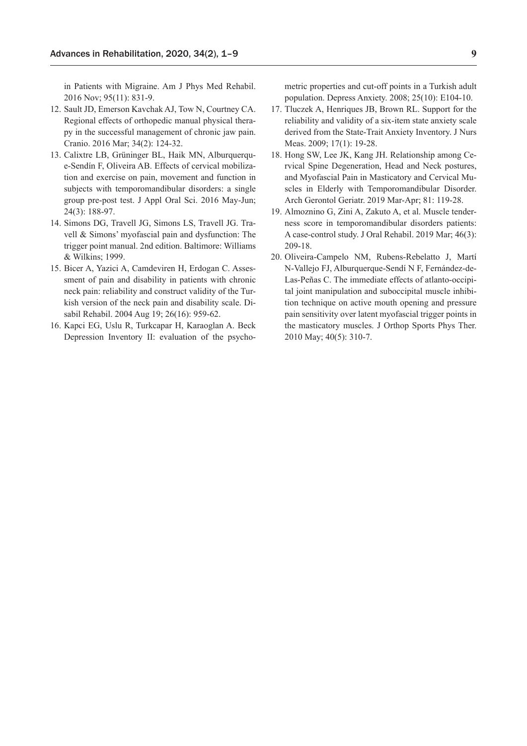in Patients with Migraine. Am J Phys Med Rehabil. 2016 Nov; 95(11): 831-9.

12. Sault JD, Emerson Kavchak AJ, Tow N, Courtney CA. Regional effects of orthopedic manual physical therapy in the successful management of chronic jaw pain. Cranio. 2016 Mar; 34(2): 124-32.
13. Calixtre LB, Grüninger BL, Haik MN, Alburquerque-Sendín F, Oliveira AB. Effects of cervical mobilization and exercise on pain, movement and function in subjects with temporomandibular disorders: a single group pre-post test. J Appl Oral Sci. 2016 May-Jun; 24(3): 188-97.
14. Simons DG, Travell JG, Simons LS, Travell JG. Travell & Simons' myofascial pain and dysfunction: The trigger point manual. 2nd edition. Baltimore: Williams & Wilkins; 1999.
15. Bicer A, Yazici A, Camdeviren H, Erdogan C. Assessment of pain and disability in patients with chronic neck pain: reliability and construct validity of the Turkish version of the neck pain and disability scale. Disabil Rehabil. 2004 Aug 19; 26(16): 959-62.
16. Kapci EG, Uslu R, Turkcapar H, Karaoglan A. Beck Depression Inventory II: evaluation of the psychometric properties and cut-off points in a Turkish adult population. Depress Anxiety. 2008; 25(10): E104-10.
17. Tluczek A, Henriques JB, Brown RL. Support for the reliability and validity of a six-item state anxiety scale derived from the State-Trait Anxiety Inventory. J Nurs Meas. 2009; 17(1): 19-28.
18. Hong SW, Lee JK, Kang JH. Relationship among Cervical Spine Degeneration, Head and Neck postures, and Myofascial Pain in Masticatory and Cervical Muscles in Elderly with Temporomandibular Disorder. Arch Gerontol Geriatr. 2019 Mar-Apr; 81: 119-28.
19. Almoznino G, Zini A, Zakuto A, et al. Muscle tenderness score in temporomandibular disorders patients: A case-control study. J Oral Rehabil. 2019 Mar; 46(3): 209-18.
20. Oliveira-Campelo NM, Rubens-Rebelatto J, Martí N-Vallejo FJ, Alburquerque-Sendí N F, Fernández-de-Las-Peñas C. The immediate effects of atlanto-occipital joint manipulation and suboccipital muscle inhibition technique on active mouth opening and pressure pain sensitivity over latent myofascial trigger points in the masticatory muscles. J Orthop Sports Phys Ther. 2010 May; 40(5): 310-7.